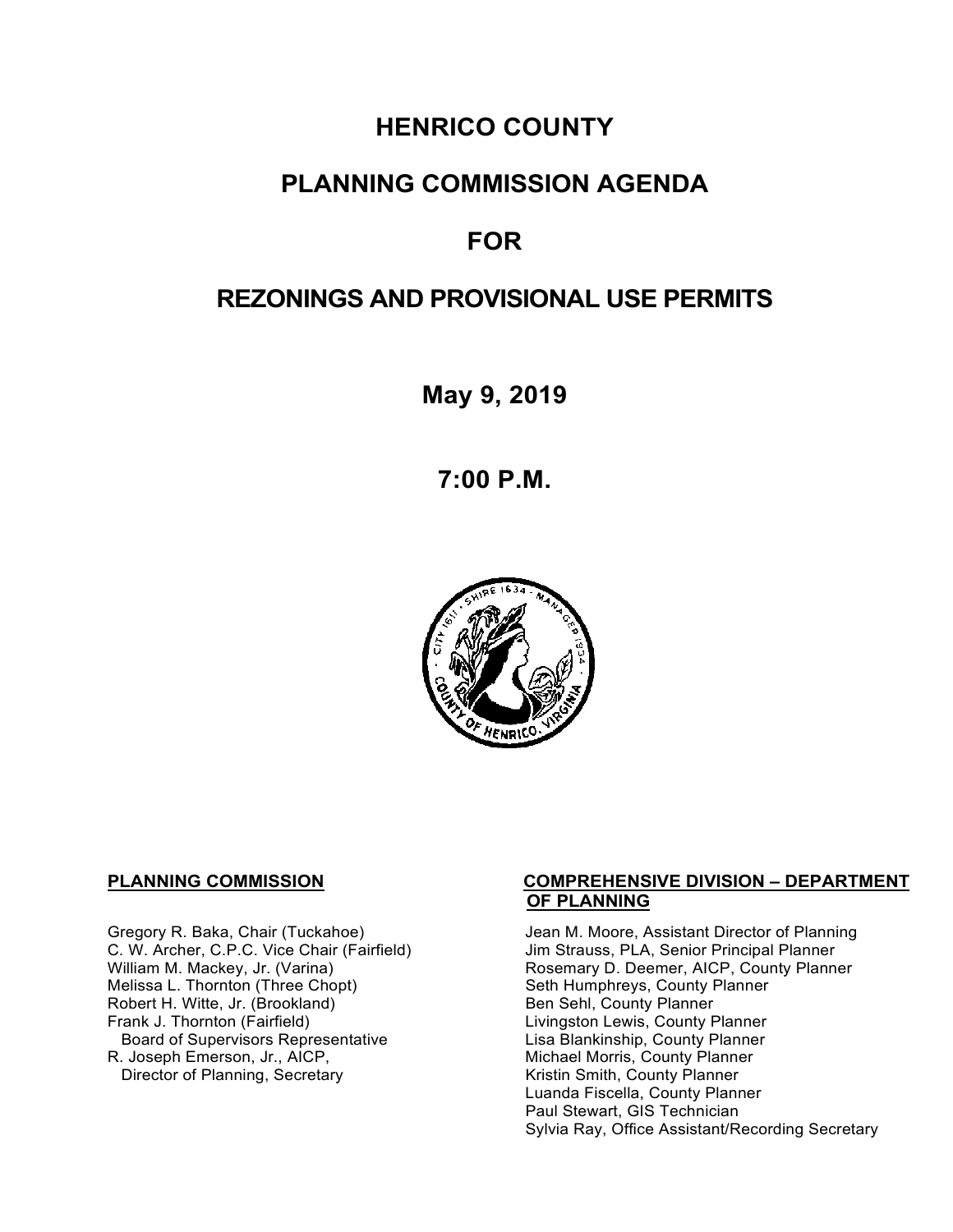# HENRICO COUNTY

# PLANNING COMMISSION AGENDA

# FOR

# REZONINGS AND PROVISIONAL USE PERMITS

**May 9, 2019**

**7:00 P.M.**

**PLANNING COMMISSION**

Gregory R. Baka, Chair (Tuckahoe)
C. W. Archer, C.P.C. Vice Chair (Fairfield)
William M. Mackey, Jr. (Varina)
Melissa L. Thornton (Three Chopt)
Robert H. Witte, Jr. (Brookland)
Frank J. Thornton (Fairfield)
Board of Supervisors Representative
R. Joseph Emerson, Jr., AICP,
Director of Planning, Secretary

**COMPREHENSIVE DIVISION – DEPARTMENT OF PLANNING**

Jean M. Moore, Assistant Director of Planning
Jim Strauss, PLA, Senior Principal Planner
Rosemary D. Deemer, AICP, County Planner
Seth Humphreys, County Planner
Ben Sehl, County Planner
Livingston Lewis, County Planner
Lisa Blankinship, County Planner
Michael Morris, County Planner
Kristin Smith, County Planner
Luanda Fiscella, County Planner
Paul Stewart, GIS Technician
Sylvia Ray, Office Assistant/Recording Secretary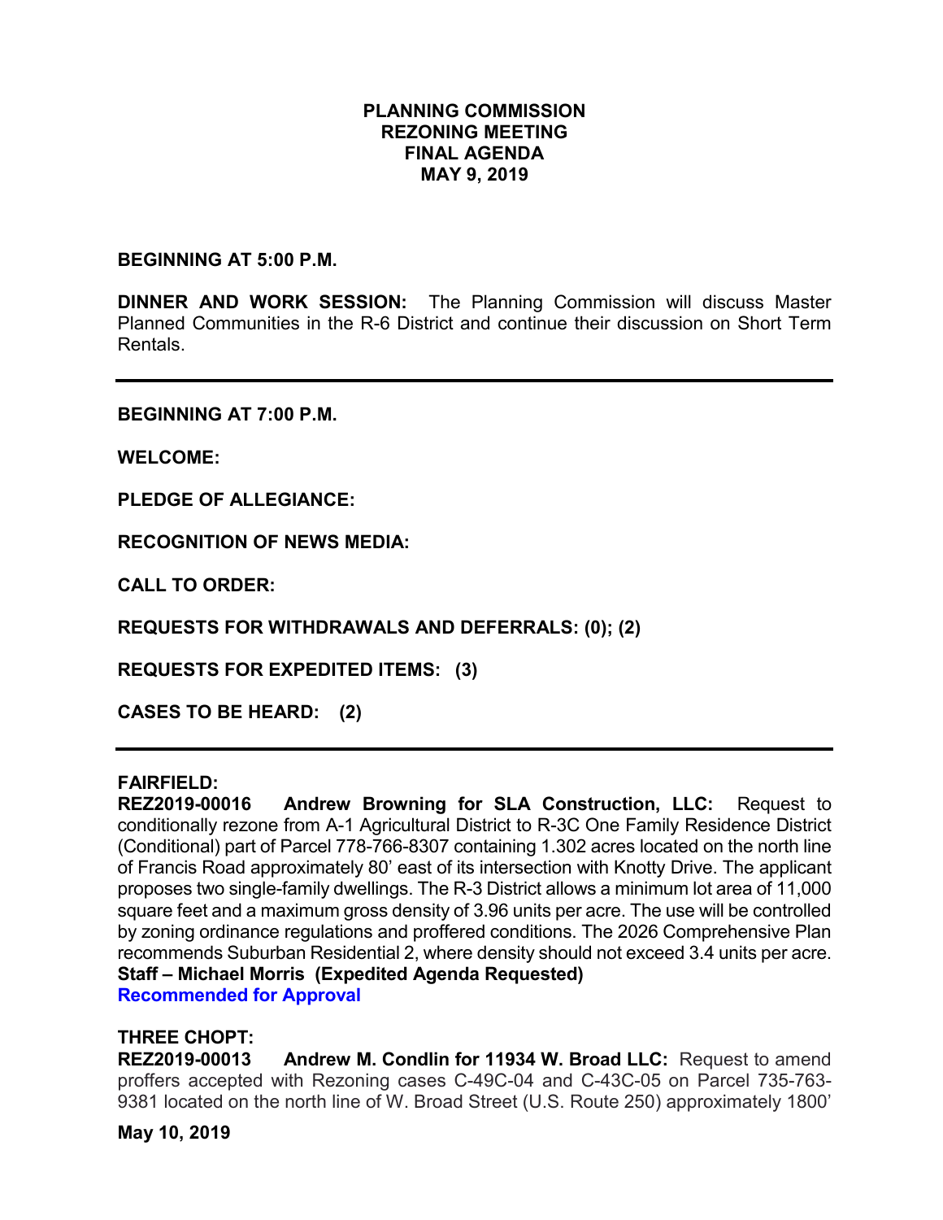# PLANNING COMMISSION
# REZONING MEETING
# FINAL AGENDA
# MAY 9, 2019

**BEGINNING AT 5:00 P.M.**

**DINNER AND WORK SESSION:** The Planning Commission will discuss Master Planned Communities in the R-6 District and continue their discussion on Short Term Rentals.

---

**BEGINNING AT 7:00 P.M.**

**WELCOME:**

**PLEDGE OF ALLEGIANCE:**

**RECOGNITION OF NEWS MEDIA:**

**CALL TO ORDER:**

**REQUESTS FOR WITHDRAWALS AND DEFERRALS: (0); (2)**

**REQUESTS FOR EXPEDITED ITEMS: (3)**

**CASES TO BE HEARD: (2)**

---

**FAIRFIELD:**

**REZ2019-00016 Andrew Browning for SLA Construction, LLC:** Request to conditionally rezone from A-1 Agricultural District to R-3C One Family Residence District (Conditional) part of Parcel 778-766-8307 containing 1.302 acres located on the north line of Francis Road approximately 80' east of its intersection with Knotty Drive. The applicant proposes two single-family dwellings. The R-3 District allows a minimum lot area of 11,000 square feet and a maximum gross density of 3.96 units per acre. The use will be controlled by zoning ordinance regulations and proffered conditions. The 2026 Comprehensive Plan recommends Suburban Residential 2, where density should not exceed 3.4 units per acre. **Staff – Michael Morris (Expedited Agenda Requested)**

**Recommended for Approval**

**THREE CHOPT:**

**REZ2019-00013 Andrew M. Condlin for 11934 W. Broad LLC:** Request to amend proffers accepted with Rezoning cases C-49C-04 and C-43C-05 on Parcel 735-763-9381 located on the north line of W. Broad Street (U.S. Route 250) approximately 1800'

**May 10, 2019**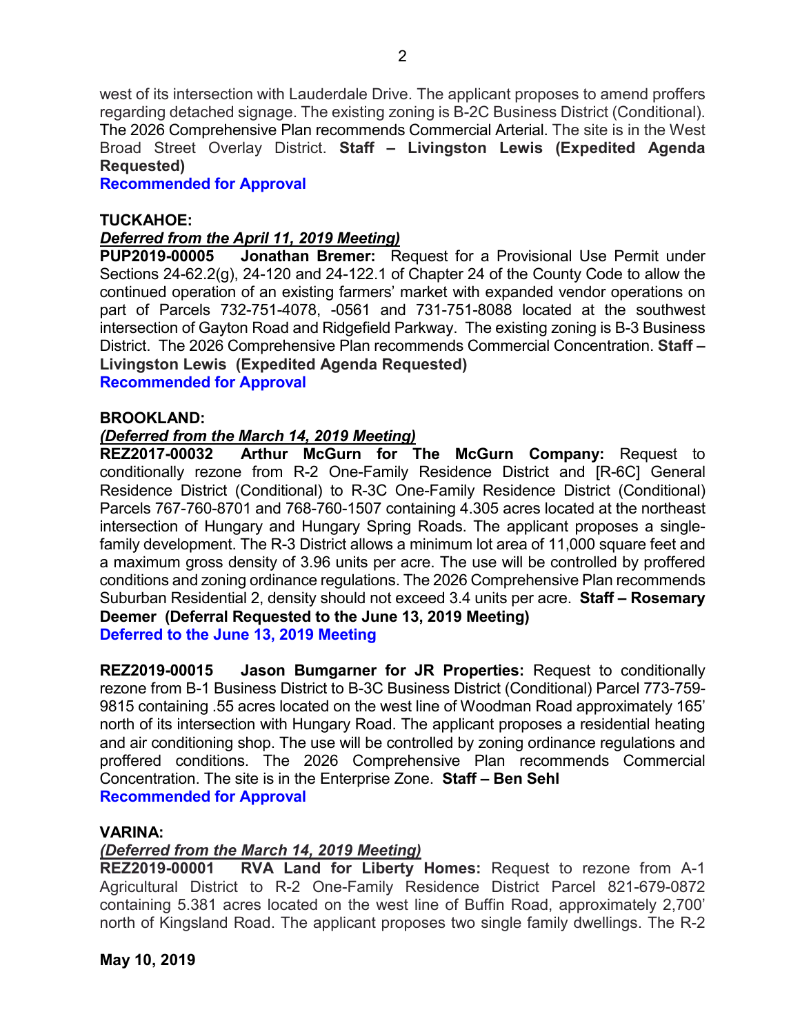west of its intersection with Lauderdale Drive. The applicant proposes to amend proffers regarding detached signage. The existing zoning is B-2C Business District (Conditional). The 2026 Comprehensive Plan recommends Commercial Arterial. The site is in the West Broad Street Overlay District. **Staff – Livingston Lewis (Expedited Agenda Requested)**
**Recommended for Approval**

**TUCKAHOE:**
***Deferred from the April 11, 2019 Meeting)***
**PUP2019-00005 Jonathan Bremer:** Request for a Provisional Use Permit under Sections 24-62.2(g), 24-120 and 24-122.1 of Chapter 24 of the County Code to allow the continued operation of an existing farmers' market with expanded vendor operations on part of Parcels 732-751-4078, -0561 and 731-751-8088 located at the southwest intersection of Gayton Road and Ridgefield Parkway. The existing zoning is B-3 Business District. The 2026 Comprehensive Plan recommends Commercial Concentration. **Staff – Livingston Lewis (Expedited Agenda Requested)**
**Recommended for Approval**

**BROOKLAND:**
***(Deferred from the March 14, 2019 Meeting)***
**REZ2017-00032 Arthur McGurn for The McGurn Company:** Request to conditionally rezone from R-2 One-Family Residence District and [R-6C] General Residence District (Conditional) to R-3C One-Family Residence District (Conditional) Parcels 767-760-8701 and 768-760-1507 containing 4.305 acres located at the northeast intersection of Hungary and Hungary Spring Roads. The applicant proposes a single-family development. The R-3 District allows a minimum lot area of 11,000 square feet and a maximum gross density of 3.96 units per acre. The use will be controlled by proffered conditions and zoning ordinance regulations. The 2026 Comprehensive Plan recommends Suburban Residential 2, density should not exceed 3.4 units per acre. **Staff – Rosemary Deemer (Deferral Requested to the June 13, 2019 Meeting)**
**Deferred to the June 13, 2019 Meeting**

**REZ2019-00015 Jason Bumgarner for JR Properties:** Request to conditionally rezone from B-1 Business District to B-3C Business District (Conditional) Parcel 773-759-9815 containing .55 acres located on the west line of Woodman Road approximately 165' north of its intersection with Hungary Road. The applicant proposes a residential heating and air conditioning shop. The use will be controlled by zoning ordinance regulations and proffered conditions. The 2026 Comprehensive Plan recommends Commercial Concentration. The site is in the Enterprise Zone. **Staff – Ben Sehl**
**Recommended for Approval**

**VARINA:**
***(Deferred from the March 14, 2019 Meeting)***
**REZ2019-00001 RVA Land for Liberty Homes:** Request to rezone from A-1 Agricultural District to R-2 One-Family Residence District Parcel 821-679-0872 containing 5.381 acres located on the west line of Buffin Road, approximately 2,700' north of Kingsland Road. The applicant proposes two single family dwellings. The R-2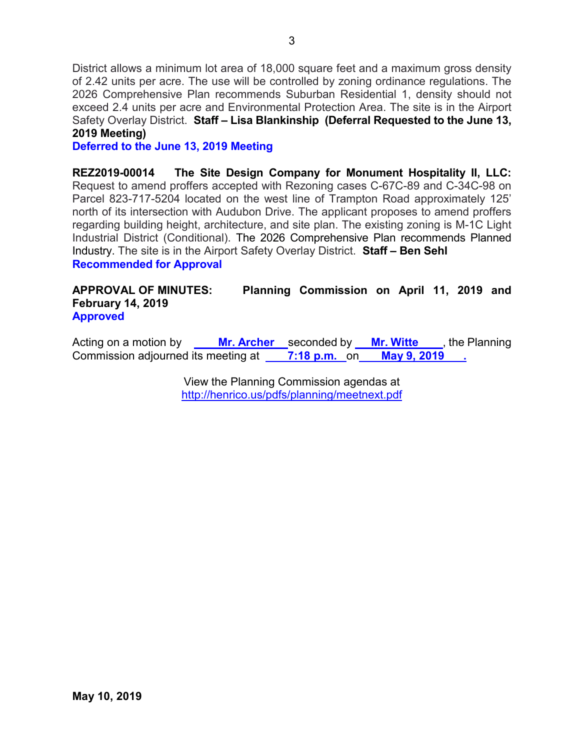District allows a minimum lot area of 18,000 square feet and a maximum gross density of 2.42 units per acre. The use will be controlled by zoning ordinance regulations. The 2026 Comprehensive Plan recommends Suburban Residential 1, density should not exceed 2.4 units per acre and Environmental Protection Area. The site is in the Airport Safety Overlay District. **Staff – Lisa Blankinship (Deferral Requested to the June 13, 2019 Meeting)**
**Deferred to the June 13, 2019 Meeting**

**REZ2019-00014 The Site Design Company for Monument Hospitality II, LLC:** Request to amend proffers accepted with Rezoning cases C-67C-89 and C-34C-98 on Parcel 823-717-5204 located on the west line of Trampton Road approximately 125' north of its intersection with Audubon Drive. The applicant proposes to amend proffers regarding building height, architecture, and site plan. The existing zoning is M-1C Light Industrial District (Conditional). The 2026 Comprehensive Plan recommends Planned Industry. The site is in the Airport Safety Overlay District. **Staff – Ben Sehl**
**Recommended for Approval**

**APPROVAL OF MINUTES: Planning Commission on April 11, 2019 and February 14, 2019**
**Approved**

Acting on a motion by **Mr. Archer** seconded by **Mr. Witte**, the Planning Commission adjourned its meeting at **7:18 p.m.** on **May 9, 2019**.

View the Planning Commission agendas at
http://henrico.us/pdfs/planning/meetnext.pdf

**May 10, 2019**